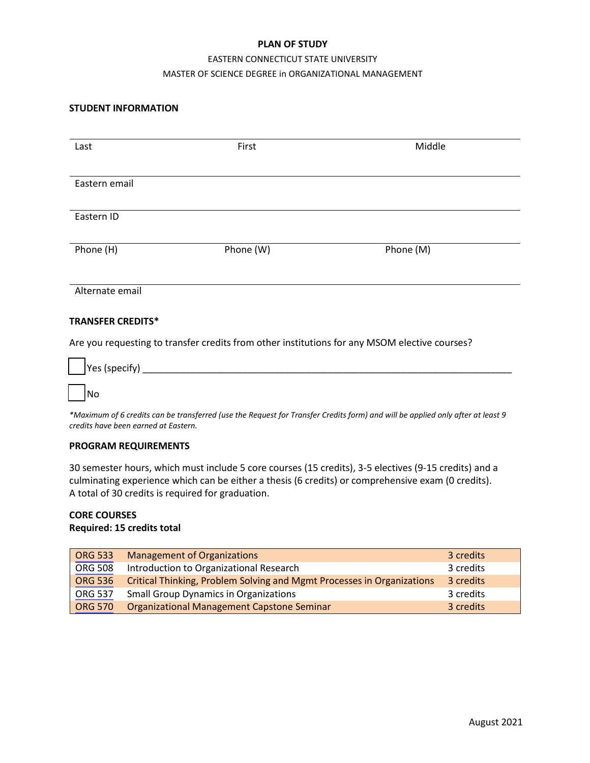**PLAN OF STUDY**

EASTERN CONNECTICUT STATE UNIVERSITY

MASTER OF SCIENCE DEGREE in ORGANIZATIONAL MANAGEMENT

## STUDENT INFORMATION

| Last | First | Middle |
|---|---|---|

Eastern email

Eastern ID

| Phone (H) | Phone (W) | Phone (M) |
|---|---|---|

Alternate email

## TRANSFER CREDITS*

Are you requesting to transfer credits from other institutions for any MSOM elective courses?

☐ Yes (specify) ______________________________________________________________________

☐ No

*\*Maximum of 6 credits can be transferred (use the Request for Transfer Credits form) and will be applied only after at least 9 credits have been earned at Eastern.*

## PROGRAM REQUIREMENTS

30 semester hours, which must include 5 core courses (15 credits), 3-5 electives (9-15 credits) and a culminating experience which can be either a thesis (6 credits) or comprehensive exam (0 credits). A total of 30 credits is required for graduation.

## CORE COURSES

**Required: 15 credits total**

| Course | Title | Credits |
|---|---|---|
| ORG 533 | Management of Organizations | 3 credits |
| ORG 508 | Introduction to Organizational Research | 3 credits |
| ORG 536 | Critical Thinking, Problem Solving and Mgmt Processes in Organizations | 3 credits |
| ORG 537 | Small Group Dynamics in Organizations | 3 credits |
| ORG 570 | Organizational Management Capstone Seminar | 3 credits |

August 2021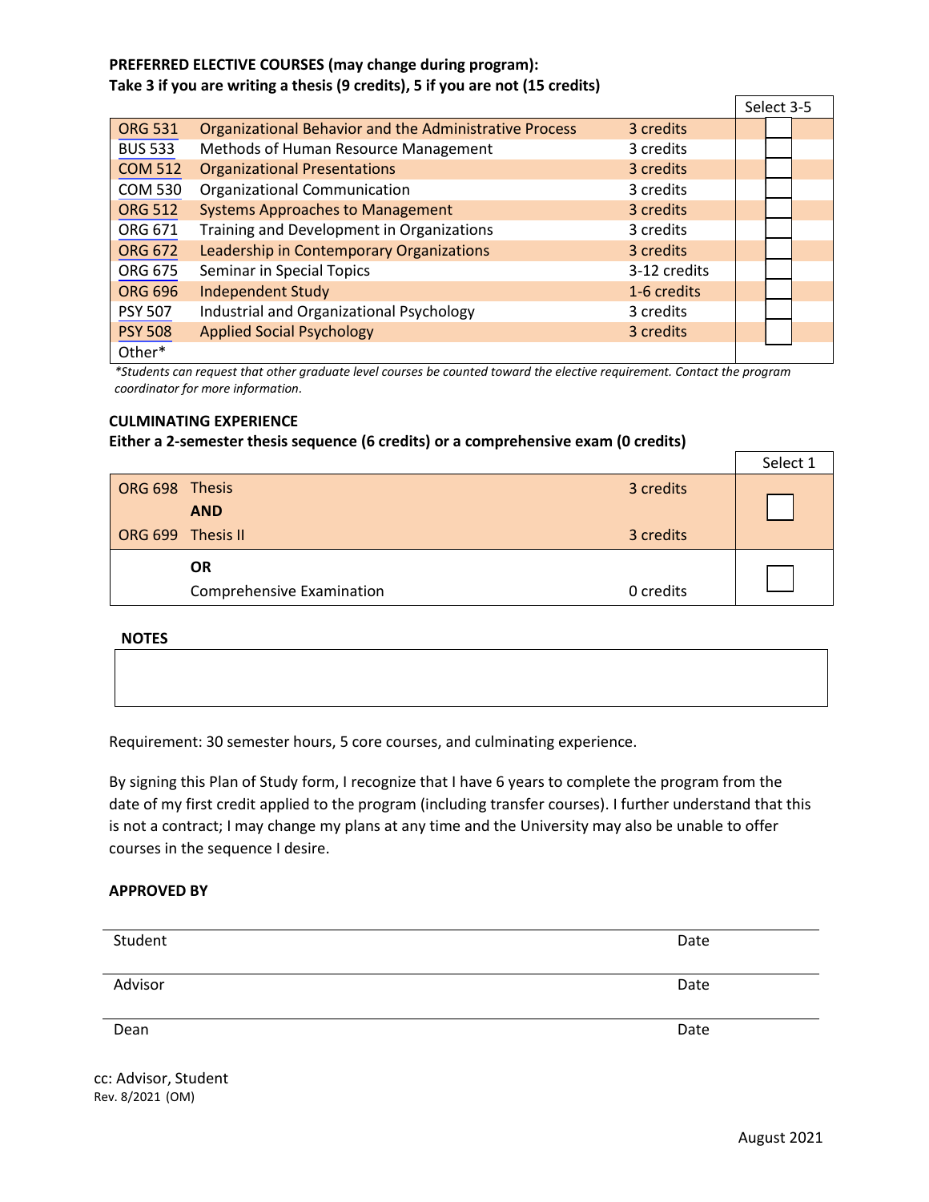**PREFERRED ELECTIVE COURSES (may change during program):**
**Take 3 if you are writing a thesis (9 credits), 5 if you are not (15 credits)**

| | | | Select 3-5 |
|---|---|---|---|
| ORG 531 | Organizational Behavior and the Administrative Process | 3 credits | |
| BUS 533 | Methods of Human Resource Management | 3 credits | |
| COM 512 | Organizational Presentations | 3 credits | |
| COM 530 | Organizational Communication | 3 credits | |
| ORG 512 | Systems Approaches to Management | 3 credits | |
| ORG 671 | Training and Development in Organizations | 3 credits | |
| ORG 672 | Leadership in Contemporary Organizations | 3 credits | |
| ORG 675 | Seminar in Special Topics | 3-12 credits | |
| ORG 696 | Independent Study | 1-6 credits | |
| PSY 507 | Industrial and Organizational Psychology | 3 credits | |
| PSY 508 | Applied Social Psychology | 3 credits | |
| Other* | | | |

*\*Students can request that other graduate level courses be counted toward the elective requirement. Contact the program coordinator for more information.*

**CULMINATING EXPERIENCE**
**Either a 2-semester thesis sequence (6 credits) or a comprehensive exam (0 credits)**

| | | | Select 1 |
|---|---|---|---|
| ORG 698 | Thesis | 3 credits | |
| | **AND** | | |
| ORG 699 | Thesis II | 3 credits | |
| | **OR** | | |
| | Comprehensive Examination | 0 credits | |

**NOTES**

Requirement: 30 semester hours, 5 core courses, and culminating experience.

By signing this Plan of Study form, I recognize that I have 6 years to complete the program from the date of my first credit applied to the program (including transfer courses). I further understand that this is not a contract; I may change my plans at any time and the University may also be unable to offer courses in the sequence I desire.

**APPROVED BY**

Student ____________________ Date

Advisor ____________________ Date

Dean ____________________ Date

cc: Advisor, Student
Rev. 8/2021 (OM)

August 2021